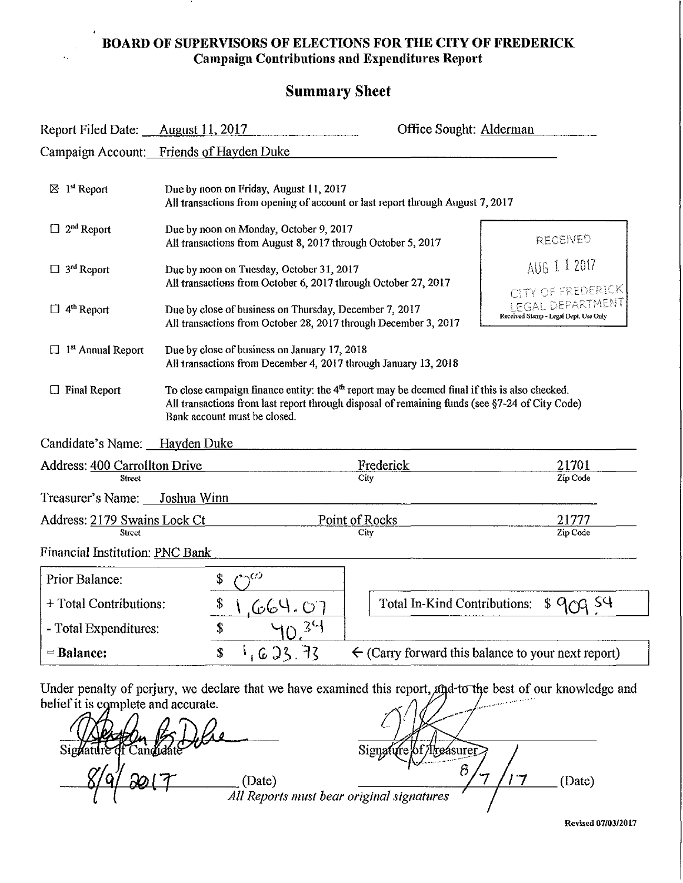**BOARD OF SUPERVISORS OF ELECTIONS FOR THE CITY OF FREDERICK**
**Campaign Contributions and Expenditures Report**

## Summary Sheet

Report Filed Date: August 11, 2017 Office Sought: Alderman

Campaign Account: Friends of Hayden Duke

- ☒ 1st Report — Due by noon on Friday, August 11, 2017. All transactions from opening of account or last report through August 7, 2017
- ☐ 2nd Report — Due by noon on Monday, October 9, 2017. All transactions from August 8, 2017 through October 5, 2017
- ☐ 3rd Report — Due by noon on Tuesday, October 31, 2017. All transactions from October 6, 2017 through October 27, 2017
- ☐ 4th Report — Due by close of business on Thursday, December 7, 2017. All transactions from October 28, 2017 through December 3, 2017
- ☐ 1st Annual Report — Due by close of business on January 17, 2018. All transactions from December 4, 2017 through January 13, 2018
- ☐ Final Report — To close campaign finance entity: the 4th report may be deemed final if this is also checked. All transactions from last report through disposal of remaining funds (see §7-24 of City Code). Bank account must be closed.

RECEIVED
AUG 11 2017
CITY OF FREDERICK LEGAL DEPARTMENT
Received Stamp - Legal Dept. Use Only

Candidate's Name: Hayden Duke

Address: 400 Carrollton Drive (Street), Frederick (City), 21701 (Zip Code)

Treasurer's Name: Joshua Winn

Address: 2179 Swains Lock Ct (Street), Point of Rocks (City), 21777 (Zip Code)

Financial Institution: PNC Bank

| | | |
|---|---|---|
| Prior Balance: | $ 0.00 | |
| + Total Contributions: | $ 1,664.07 | Total In-Kind Contributions: $ 909.54 |
| - Total Expenditures: | $ 40.34 | |
| = **Balance:** | $ 1,623.73 | ← (Carry forward this balance to your next report) |

Under penalty of perjury, we declare that we have examined this report, and to the best of our knowledge and belief it is complete and accurate.

Signature of Candidate: [signature] 8/9/2017 (Date)

Signature of Treasurer: [signature] 8/7/17 (Date)

*All Reports must bear original signatures*

Revised 07/03/2017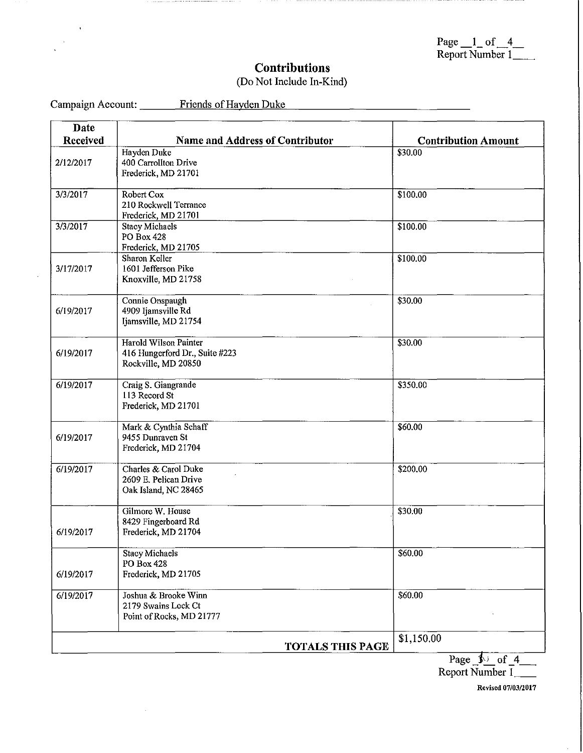# Contributions

(Do Not Include In-Kind)

Campaign Account: Friends of Hayden Duke

| Date Received | Name and Address of Contributor | Contribution Amount |
|---|---|---|
| 2/12/2017 | Hayden Duke<br>400 Carrollton Drive<br>Frederick, MD 21701 | $30.00 |
| 3/3/2017 | Robert Cox<br>210 Rockwell Terrance<br>Frederick, MD 21701 | $100.00 |
| 3/3/2017 | Stacy Michaels<br>PO Box 428<br>Frederick, MD 21705 | $100.00 |
| 3/17/2017 | Sharon Keller<br>1601 Jefferson Pike<br>Knoxville, MD 21758 | $100.00 |
| 6/19/2017 | Connie Onspaugh<br>4909 Ijamsville Rd<br>Ijamsville, MD 21754 | $30.00 |
| 6/19/2017 | Harold Wilson Painter<br>416 Hungerford Dr., Suite #223<br>Rockville, MD 20850 | $30.00 |
| 6/19/2017 | Craig S. Giangrande<br>113 Record St<br>Frederick, MD 21701 | $350.00 |
| 6/19/2017 | Mark & Cynthia Schaff<br>9455 Dunraven St<br>Frederick, MD 21704 | $60.00 |
| 6/19/2017 | Charles & Carol Duke<br>2609 E. Pelican Drive<br>Oak Island, NC 28465 | $200.00 |
| 6/19/2017 | Gilmore W. House<br>8429 Fingerboard Rd<br>Frederick, MD 21704 | $30.00 |
| 6/19/2017 | Stacy Michaels<br>PO Box 428<br>Frederick, MD 21705 | $60.00 |
| 6/19/2017 | Joshua & Brooke Winn<br>2179 Swains Lock Ct<br>Point of Rocks, MD 21777 | $60.00 |
| | **TOTALS THIS PAGE** | $1,150.00 |

Revised 07/03/2017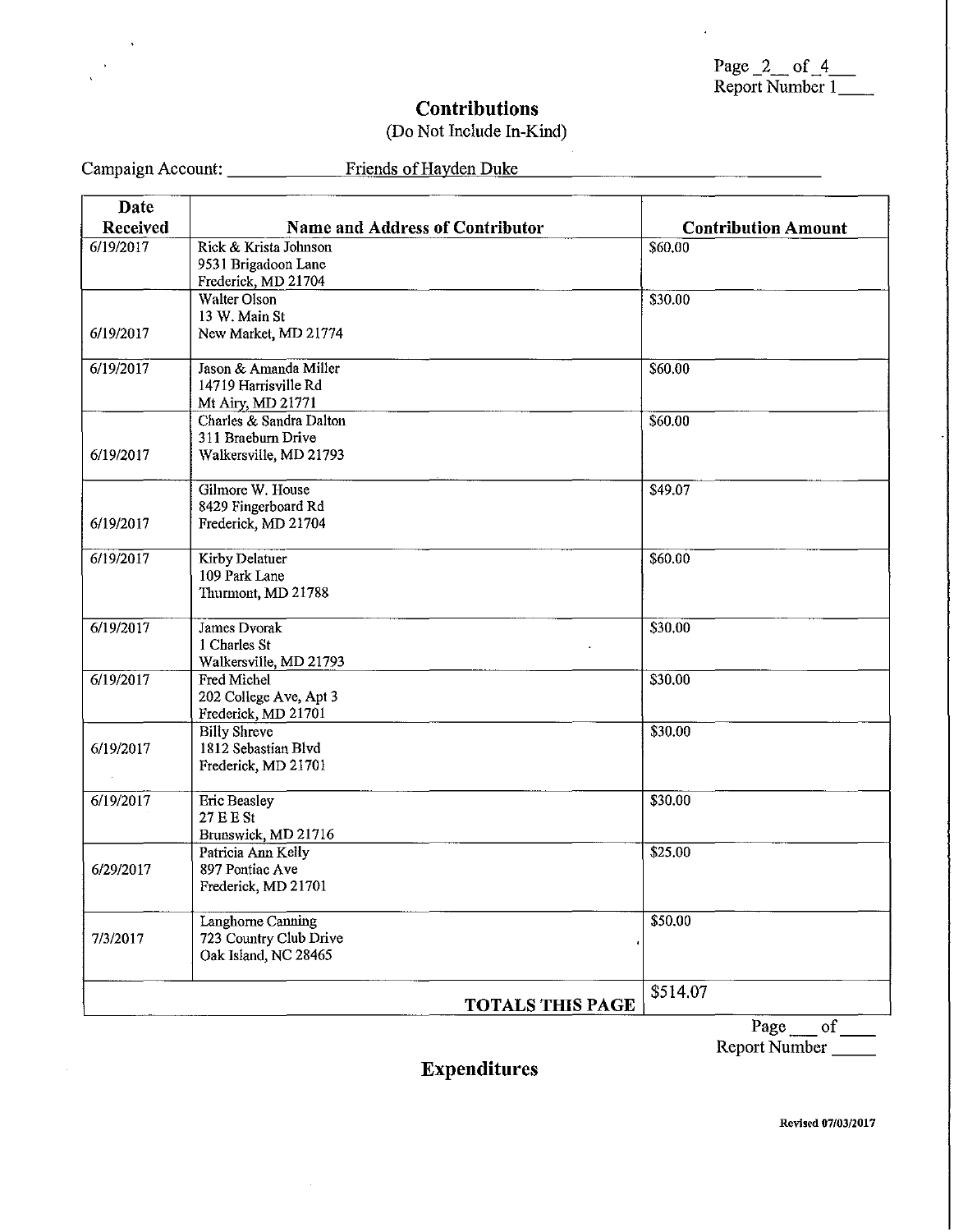Page 2 of 4
Report Number 1

# Contributions

(Do Not Include In-Kind)

Campaign Account: Friends of Hayden Duke

| Date Received | Name and Address of Contributor | Contribution Amount |
|---|---|---|
| 6/19/2017 | Rick & Krista Johnson<br>9531 Brigadoon Lane<br>Frederick, MD 21704 | $60.00 |
| 6/19/2017 | Walter Olson<br>13 W. Main St<br>New Market, MD 21774 | $30.00 |
| 6/19/2017 | Jason & Amanda Miller<br>14719 Harrisville Rd<br>Mt Airy, MD 21771 | $60.00 |
| 6/19/2017 | Charles & Sandra Dalton<br>311 Braeburn Drive<br>Walkersville, MD 21793 | $60.00 |
| 6/19/2017 | Gilmore W. House<br>8429 Fingerboard Rd<br>Frederick, MD 21704 | $49.07 |
| 6/19/2017 | Kirby Delatuer<br>109 Park Lane<br>Thurmont, MD 21788 | $60.00 |
| 6/19/2017 | James Dvorak<br>1 Charles St<br>Walkersville, MD 21793 | $30.00 |
| 6/19/2017 | Fred Michel<br>202 College Ave, Apt 3<br>Frederick, MD 21701 | $30.00 |
| 6/19/2017 | Billy Shreve<br>1812 Sebastian Blvd<br>Frederick, MD 21701 | $30.00 |
| 6/19/2017 | Eric Beasley<br>27 E E St<br>Brunswick, MD 21716 | $30.00 |
| 6/29/2017 | Patricia Ann Kelly<br>897 Pontiac Ave<br>Frederick, MD 21701 | $25.00 |
| 7/3/2017 | Langhorne Canning<br>723 Country Club Drive<br>Oak Island, NC 28465 | $50.00 |
| | **TOTALS THIS PAGE** | $514.07 |

Page ___ of ___
Report Number ___

# Expenditures

Revised 07/03/2017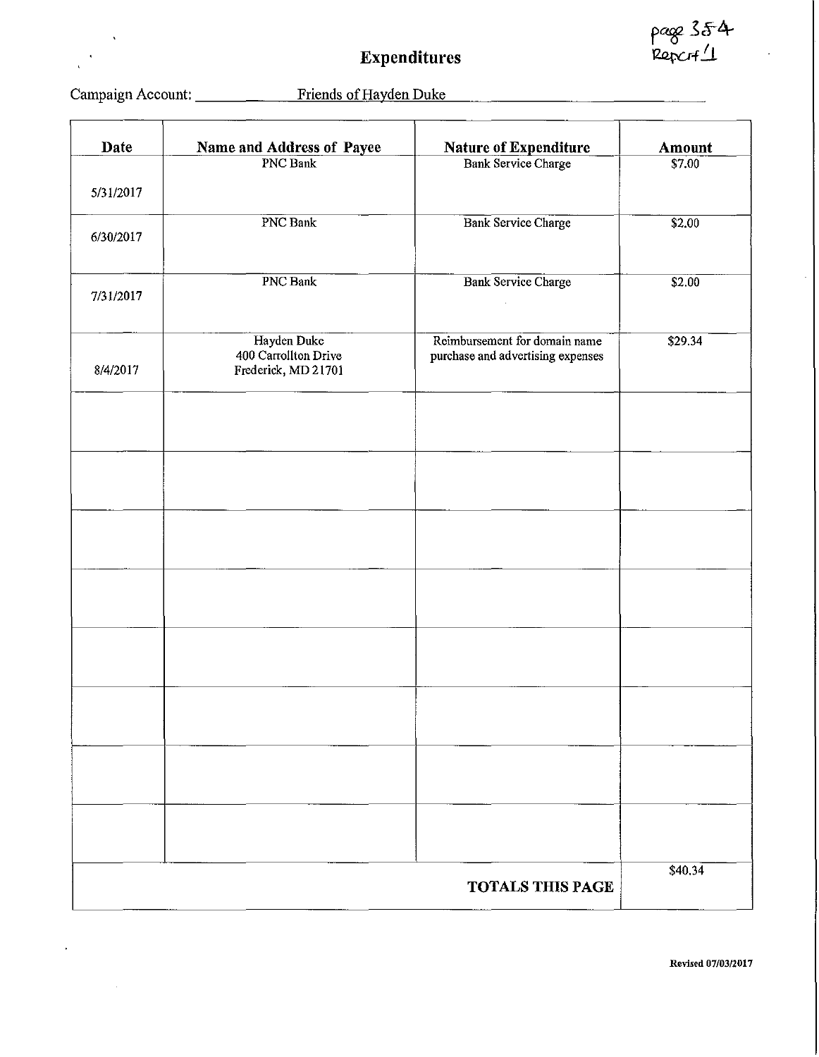page 354
Report 1

# Expenditures

Campaign Account: Friends of Hayden Duke

| Date | Name and Address of Payee | Nature of Expenditure | Amount |
|---|---|---|---|
| 5/31/2017 | PNC Bank | Bank Service Charge | $7.00 |
| 6/30/2017 | PNC Bank | Bank Service Charge | $2.00 |
| 7/31/2017 | PNC Bank | Bank Service Charge | $2.00 |
| 8/4/2017 | Hayden Duke 400 Carrollton Drive Frederick, MD 21701 | Reimbursement for domain name purchase and advertising expenses | $29.34 |
| | | | |
| | | | |
| | | | |
| | | | |
| | | | |
| | | | |
| | | | |
| | | | |
| | | **TOTALS THIS PAGE** | $40.34 |

Revised 07/03/2017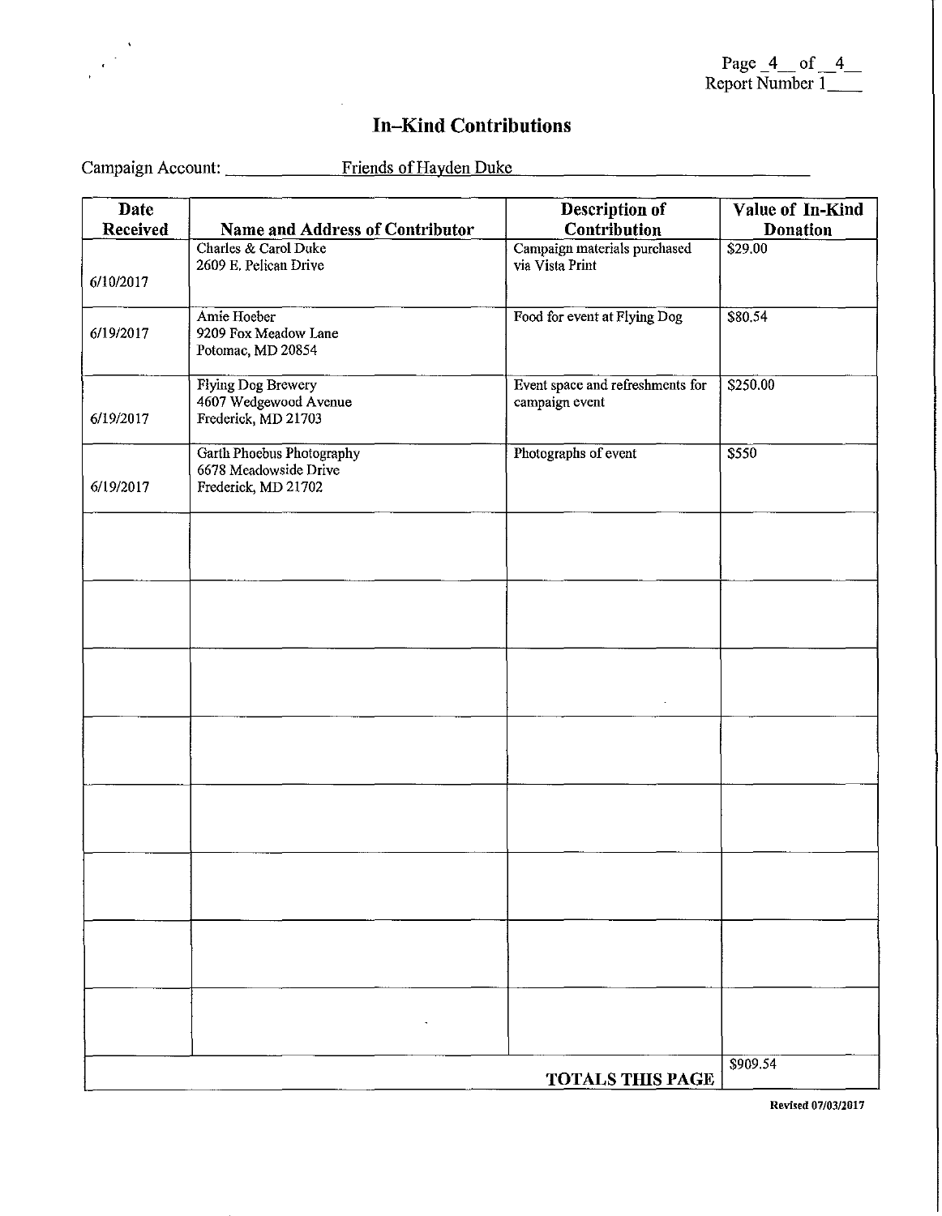Report Number 1

# In–Kind Contributions

Campaign Account: Friends of Hayden Duke

| Date Received | Name and Address of Contributor | Description of Contribution | Value of In-Kind Donation |
|---|---|---|---|
| 6/10/2017 | Charles & Carol Duke<br>2609 E. Pelican Drive | Campaign materials purchased via Vista Print | $29.00 |
| 6/19/2017 | Amie Hoeber<br>9209 Fox Meadow Lane<br>Potomac, MD 20854 | Food for event at Flying Dog | $80.54 |
| 6/19/2017 | Flying Dog Brewery<br>4607 Wedgewood Avenue<br>Frederick, MD 21703 | Event space and refreshments for campaign event | $250.00 |
| 6/19/2017 | Garth Phoebus Photography<br>6678 Meadowside Drive<br>Frederick, MD 21702 | Photographs of event | $550 |
| | | | |
| | | | |
| | | | |
| | | | |
| | | | |
| | | | |
| | | | |
| | | | |
| | | **TOTALS THIS PAGE** | $909.54 |

Revised 07/03/2017